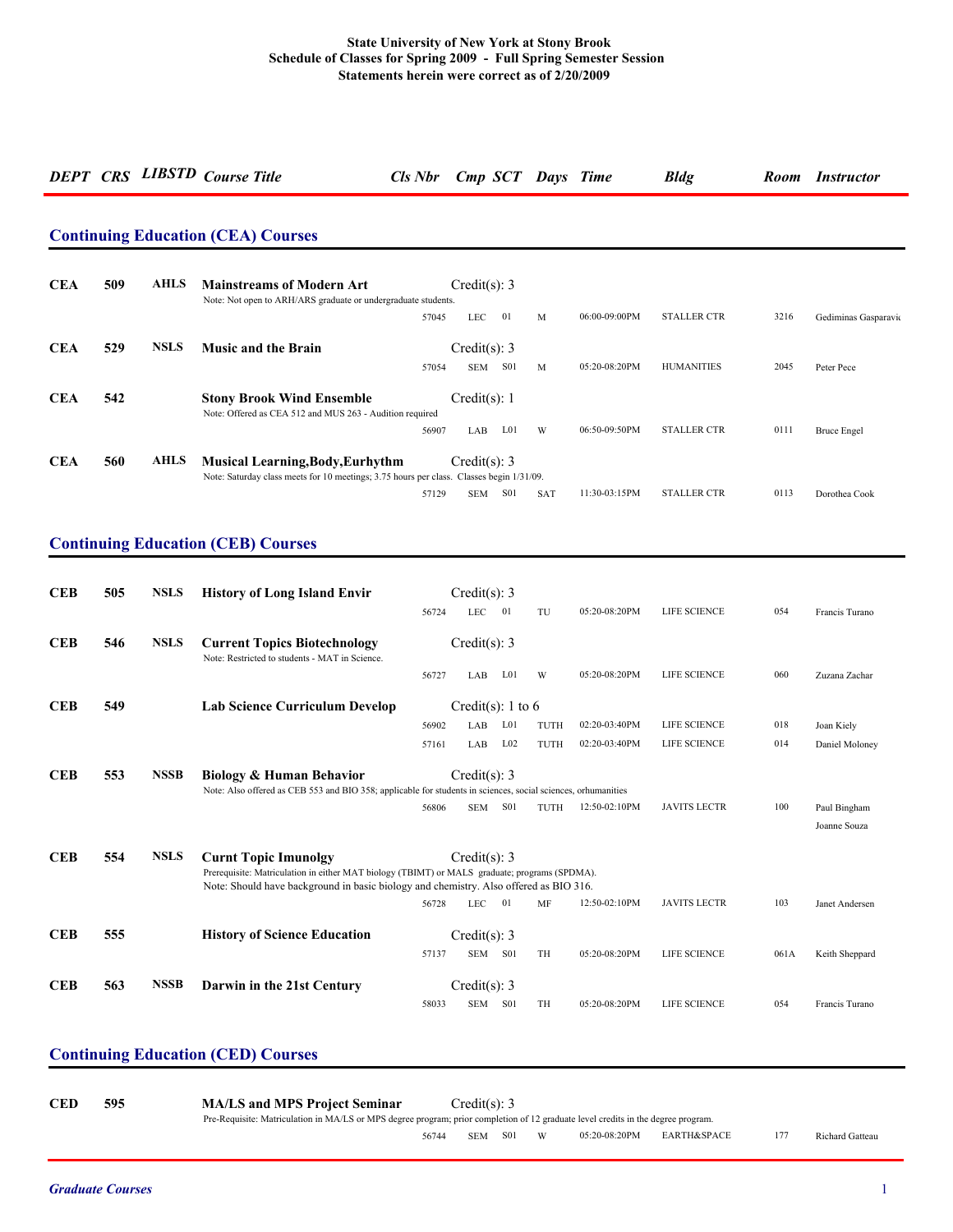**State University of New York at Stony Brook**
**Schedule of Classes for Spring 2009 - Full Spring Semester Session**
**Statements herein were correct as of 2/20/2009**

## Continuing Education (CEA) Courses

| DEPT | CRS | LIBSTD | Course Title | Cls Nbr | Cmp | SCT | Days | Time | Bldg | Room | Instructor |
|---|---|---|---|---|---|---|---|---|---|---|---|
| **CEA** | **509** | **AHLS** | **Mainstreams of Modern Art** — Credit(s): 3<br>Note: Not open to ARH/ARS graduate or undergraduate students. | | | | | | | | |
| | | | | 57045 | LEC | 01 | M | 06:00-09:00PM | STALLER CTR | 3216 | Gediminas Gasparavic |
| **CEA** | **529** | **NSLS** | **Music and the Brain** — Credit(s): 3 | | | | | | | | |
| | | | | 57054 | SEM | S01 | M | 05:20-08:20PM | HUMANITIES | 2045 | Peter Pece |
| **CEA** | **542** | | **Stony Brook Wind Ensemble** — Credit(s): 1<br>Note: Offered as CEA 512 and MUS 263 - Audition required | | | | | | | | |
| | | | | 56907 | LAB | L01 | W | 06:50-09:50PM | STALLER CTR | 0111 | Bruce Engel |
| **CEA** | **560** | **AHLS** | **Musical Learning,Body,Eurhythm** — Credit(s): 3<br>Note: Saturday class meets for 10 meetings; 3.75 hours per class. Classes begin 1/31/09. | | | | | | | | |
| | | | | 57129 | SEM | S01 | SAT | 11:30-03:15PM | STALLER CTR | 0113 | Dorothea Cook |

## Continuing Education (CEB) Courses

| DEPT | CRS | LIBSTD | Course Title | Cls Nbr | Cmp | SCT | Days | Time | Bldg | Room | Instructor |
|---|---|---|---|---|---|---|---|---|---|---|---|
| **CEB** | **505** | **NSLS** | **History of Long Island Envir** — Credit(s): 3 | | | | | | | | |
| | | | | 56724 | LEC | 01 | TU | 05:20-08:20PM | LIFE SCIENCE | 054 | Francis Turano |
| **CEB** | **546** | **NSLS** | **Current Topics Biotechnology** — Credit(s): 3<br>Note: Restricted to students - MAT in Science. | | | | | | | | |
| | | | | 56727 | LAB | L01 | W | 05:20-08:20PM | LIFE SCIENCE | 060 | Zuzana Zachar |
| **CEB** | **549** | | **Lab Science Curriculum Develop** — Credit(s): 1 to 6 | | | | | | | | |
| | | | | 56902 | LAB | L01 | TUTH | 02:20-03:40PM | LIFE SCIENCE | 018 | Joan Kiely |
| | | | | 57161 | LAB | L02 | TUTH | 02:20-03:40PM | LIFE SCIENCE | 014 | Daniel Moloney |
| **CEB** | **553** | **NSSB** | **Biology & Human Behavior** — Credit(s): 3<br>Note: Also offered as CEB 553 and BIO 358; applicable for students in sciences, social sciences, orhumanities | | | | | | | | |
| | | | | 56806 | SEM | S01 | TUTH | 12:50-02:10PM | JAVITS LECTR | 100 | Paul Bingham<br>Joanne Souza |
| **CEB** | **554** | **NSLS** | **Curnt Topic Imunolgy** — Credit(s): 3<br>Prerequisite: Matriculation in either MAT biology (TBIMT) or MALS graduate; programs (SPDMA).<br>Note: Should have background in basic biology and chemistry. Also offered as BIO 316. | | | | | | | | |
| | | | | 56728 | LEC | 01 | MF | 12:50-02:10PM | JAVITS LECTR | 103 | Janet Andersen |
| **CEB** | **555** | | **History of Science Education** — Credit(s): 3 | | | | | | | | |
| | | | | 57137 | SEM | S01 | TH | 05:20-08:20PM | LIFE SCIENCE | 061A | Keith Sheppard |
| **CEB** | **563** | **NSSB** | **Darwin in the 21st Century** — Credit(s): 3 | | | | | | | | |
| | | | | 58033 | SEM | S01 | TH | 05:20-08:20PM | LIFE SCIENCE | 054 | Francis Turano |

## Continuing Education (CED) Courses

| DEPT | CRS | LIBSTD | Course Title | Cls Nbr | Cmp | SCT | Days | Time | Bldg | Room | Instructor |
|---|---|---|---|---|---|---|---|---|---|---|---|
| **CED** | **595** | | **MA/LS and MPS Project Seminar** — Credit(s): 3<br>Pre-Requisite: Matriculation in MA/LS or MPS degree program; prior completion of 12 graduate level credits in the degree program. | | | | | | | | |
| | | | | 56744 | SEM | S01 | W | 05:20-08:20PM | EARTH&SPACE | 177 | Richard Gatteau |

*Graduate Courses*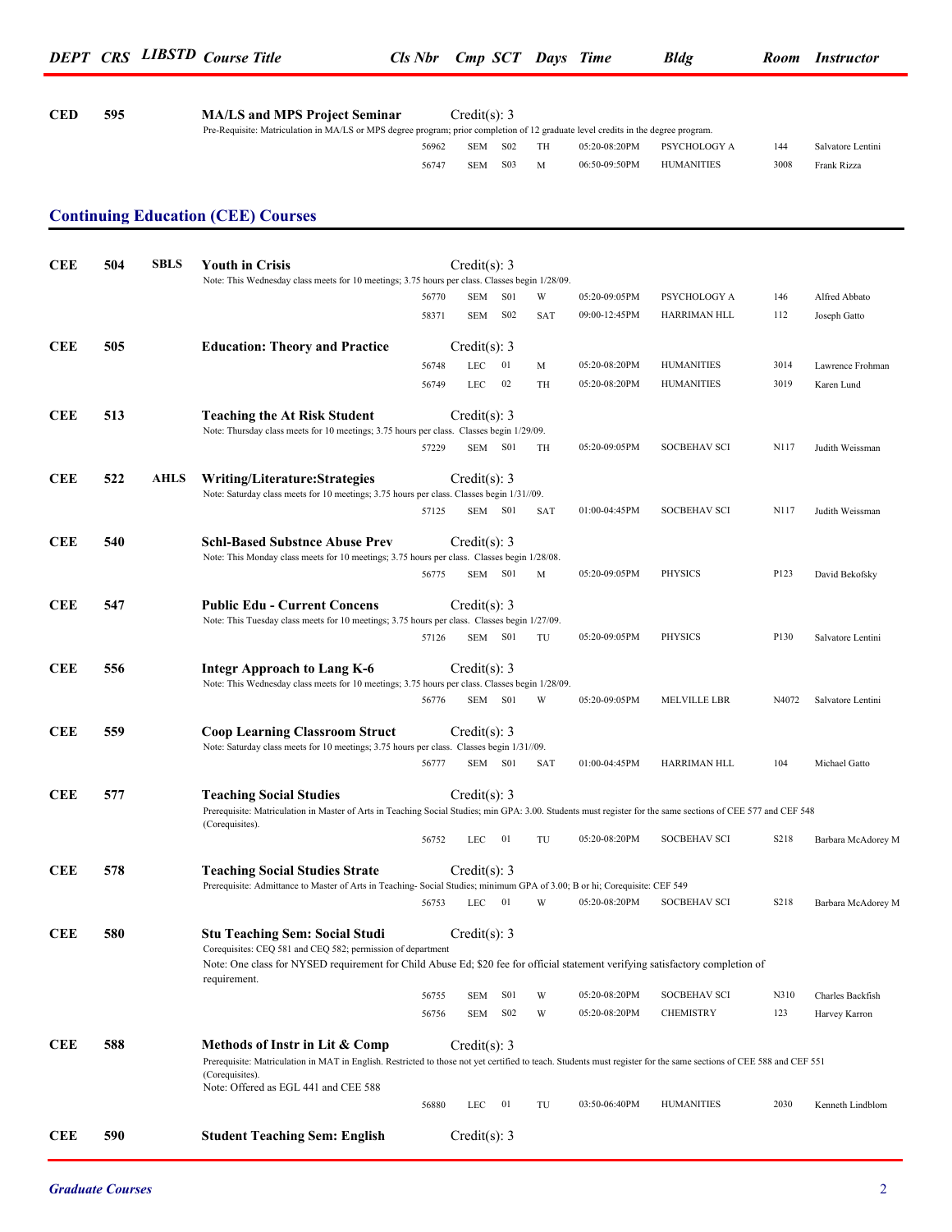| DEPT | CRS | LIBSTD | Course Title | Cls Nbr | Cmp | SCT | Days | Time | Bldg | Room | Instructor |
|---|---|---|---|---|---|---|---|---|---|---|---|
| **CED** | **595** | | **MA/LS and MPS Project Seminar** | Credit(s): 3 | | | | | | | |
| | | | Pre-Requisite: Matriculation in MA/LS or MPS degree program; prior completion of 12 graduate level credits in the degree program. | | | | | | | | |
| | | | | 56962 | SEM | S02 | TH | 05:20-08:20PM | PSYCHOLOGY A | 144 | Salvatore Lentini |
| | | | | 56747 | SEM | S03 | M | 06:50-09:50PM | HUMANITIES | 3008 | Frank Rizza |

## Continuing Education (CEE) Courses

| DEPT | CRS | LIBSTD | Course Title | Cls Nbr | Cmp | SCT | Days | Time | Bldg | Room | Instructor |
|---|---|---|---|---|---|---|---|---|---|---|---|
| **CEE** | **504** | **SBLS** | **Youth in Crisis** | Credit(s): 3 | | | | | | | |
| | | | Note: This Wednesday class meets for 10 meetings; 3.75 hours per class. Classes begin 1/28/09. | | | | | | | | |
| | | | | 56770 | SEM | S01 | W | 05:20-09:05PM | PSYCHOLOGY A | 146 | Alfred Abbato |
| | | | | 58371 | SEM | S02 | SAT | 09:00-12:45PM | HARRIMAN HLL | 112 | Joseph Gatto |
| **CEE** | **505** | | **Education: Theory and Practice** | Credit(s): 3 | | | | | | | |
| | | | | 56748 | LEC | 01 | M | 05:20-08:20PM | HUMANITIES | 3014 | Lawrence Frohman |
| | | | | 56749 | LEC | 02 | TH | 05:20-08:20PM | HUMANITIES | 3019 | Karen Lund |
| **CEE** | **513** | | **Teaching the At Risk Student** | Credit(s): 3 | | | | | | | |
| | | | Note: Thursday class meets for 10 meetings; 3.75 hours per class. Classes begin 1/29/09. | | | | | | | | |
| | | | | 57229 | SEM | S01 | TH | 05:20-09:05PM | SOCBEHAV SCI | N117 | Judith Weissman |
| **CEE** | **522** | **AHLS** | **Writing/Literature:Strategies** | Credit(s): 3 | | | | | | | |
| | | | Note: Saturday class meets for 10 meetings; 3.75 hours per class. Classes begin 1/31//09. | | | | | | | | |
| | | | | 57125 | SEM | S01 | SAT | 01:00-04:45PM | SOCBEHAV SCI | N117 | Judith Weissman |
| **CEE** | **540** | | **Schl-Based Substnce Abuse Prev** | Credit(s): 3 | | | | | | | |
| | | | Note: This Monday class meets for 10 meetings; 3.75 hours per class. Classes begin 1/28/08. | | | | | | | | |
| | | | | 56775 | SEM | S01 | M | 05:20-09:05PM | PHYSICS | P123 | David Bekofsky |
| **CEE** | **547** | | **Public Edu - Current Concens** | Credit(s): 3 | | | | | | | |
| | | | Note: This Tuesday class meets for 10 meetings; 3.75 hours per class. Classes begin 1/27/09. | | | | | | | | |
| | | | | 57126 | SEM | S01 | TU | 05:20-09:05PM | PHYSICS | P130 | Salvatore Lentini |
| **CEE** | **556** | | **Integr Approach to Lang K-6** | Credit(s): 3 | | | | | | | |
| | | | Note: This Wednesday class meets for 10 meetings; 3.75 hours per class. Classes begin 1/28/09. | | | | | | | | |
| | | | | 56776 | SEM | S01 | W | 05:20-09:05PM | MELVILLE LBR | N4072 | Salvatore Lentini |
| **CEE** | **559** | | **Coop Learning Classroom Struct** | Credit(s): 3 | | | | | | | |
| | | | Note: Saturday class meets for 10 meetings; 3.75 hours per class. Classes begin 1/31//09. | | | | | | | | |
| | | | | 56777 | SEM | S01 | SAT | 01:00-04:45PM | HARRIMAN HLL | 104 | Michael Gatto |
| **CEE** | **577** | | **Teaching Social Studies** | Credit(s): 3 | | | | | | | |
| | | | Prerequisite: Matriculation in Master of Arts in Teaching Social Studies; min GPA: 3.00. Students must register for the same sections of CEE 577 and CEF 548 (Corequisites). | | | | | | | | |
| | | | | 56752 | LEC | 01 | TU | 05:20-08:20PM | SOCBEHAV SCI | S218 | Barbara McAdorey M |
| **CEE** | **578** | | **Teaching Social Studies Strate** | Credit(s): 3 | | | | | | | |
| | | | Prerequisite: Admittance to Master of Arts in Teaching- Social Studies; minimum GPA of 3.00; B or hi; Corequisite: CEF 549 | | | | | | | | |
| | | | | 56753 | LEC | 01 | W | 05:20-08:20PM | SOCBEHAV SCI | S218 | Barbara McAdorey M |
| **CEE** | **580** | | **Stu Teaching Sem: Social Studi** | Credit(s): 3 | | | | | | | |
| | | | Corequisites: CEQ 581 and CEQ 582; permission of department | | | | | | | | |
| | | | Note: One class for NYSED requirement for Child Abuse Ed; $20 fee for official statement verifying satisfactory completion of requirement. | | | | | | | | |
| | | | | 56755 | SEM | S01 | W | 05:20-08:20PM | SOCBEHAV SCI | N310 | Charles Backfish |
| | | | | 56756 | SEM | S02 | W | 05:20-08:20PM | CHEMISTRY | 123 | Harvey Karron |
| **CEE** | **588** | | **Methods of Instr in Lit & Comp** | Credit(s): 3 | | | | | | | |
| | | | Prerequisite: Matriculation in MAT in English. Restricted to those not yet certified to teach. Students must register for the same sections of CEE 588 and CEF 551 (Corequisites). | | | | | | | | |
| | | | Note: Offered as EGL 441 and CEE 588 | | | | | | | | |
| | | | | 56880 | LEC | 01 | TU | 03:50-06:40PM | HUMANITIES | 2030 | Kenneth Lindblom |
| **CEE** | **590** | | **Student Teaching Sem: English** | Credit(s): 3 | | | | | | | |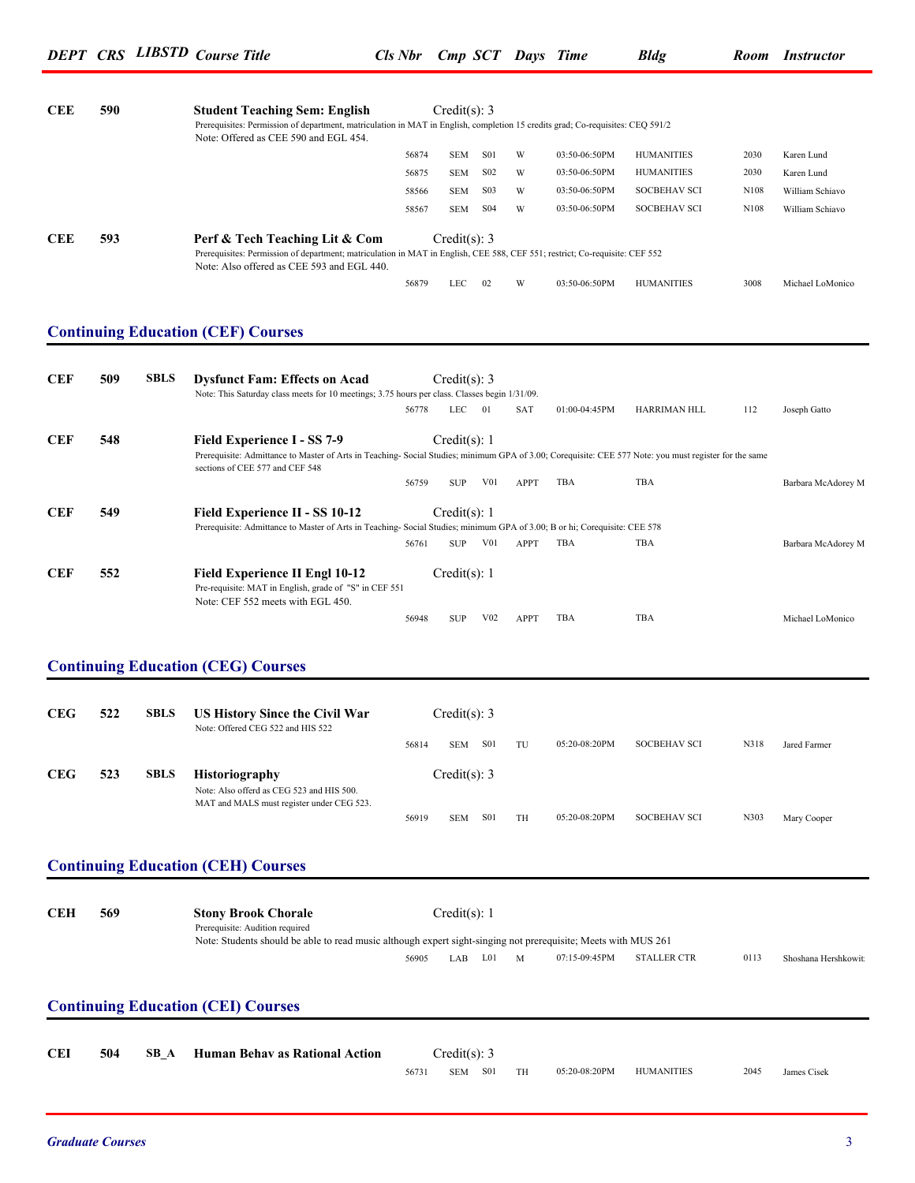| DEPT | CRS | LIBSTD | Course Title | Cls Nbr | Cmp | SCT | Days | Time | Bldg | Room | Instructor |
|---|---|---|---|---|---|---|---|---|---|---|---|
| **CEE** | **590** | | **Student Teaching Sem: English** | Credit(s): 3 | | | | | | | |
| | | | Prerequisites: Permission of department, matriculation in MAT in English, completion 15 credits grad; Co-requisites: CEQ 591/2 Note: Offered as CEE 590 and EGL 454. | | | | | | | | |
| | | | | 56874 | SEM | S01 | W | 03:50-06:50PM | HUMANITIES | 2030 | Karen Lund |
| | | | | 56875 | SEM | S02 | W | 03:50-06:50PM | HUMANITIES | 2030 | Karen Lund |
| | | | | 58566 | SEM | S03 | W | 03:50-06:50PM | SOCBEHAV SCI | N108 | William Schiavo |
| | | | | 58567 | SEM | S04 | W | 03:50-06:50PM | SOCBEHAV SCI | N108 | William Schiavo |
| **CEE** | **593** | | **Perf & Tech Teaching Lit & Com** | Credit(s): 3 | | | | | | | |
| | | | Prerequisites: Permission of department; matriculation in MAT in English, CEE 588, CEF 551; restrict; Co-requisite: CEF 552 Note: Also offered as CEE 593 and EGL 440. | | | | | | | | |
| | | | | 56879 | LEC | 02 | W | 03:50-06:50PM | HUMANITIES | 3008 | Michael LoMonico |

## Continuing Education (CEF) Courses

| DEPT | CRS | LIBSTD | Course Title | Cls Nbr | Cmp | SCT | Days | Time | Bldg | Room | Instructor |
|---|---|---|---|---|---|---|---|---|---|---|---|
| **CEF** | **509** | **SBLS** | **Dysfunct Fam: Effects on Acad** | Credit(s): 3 | | | | | | | |
| | | | Note: This Saturday class meets for 10 meetings; 3.75 hours per class. Classes begin 1/31/09. | | | | | | | | |
| | | | | 56778 | LEC | 01 | SAT | 01:00-04:45PM | HARRIMAN HLL | 112 | Joseph Gatto |
| **CEF** | **548** | | **Field Experience I - SS 7-9** | Credit(s): 1 | | | | | | | |
| | | | Prerequisite: Admittance to Master of Arts in Teaching- Social Studies; minimum GPA of 3.00; Corequisite: CEE 577 Note: you must register for the same sections of CEE 577 and CEF 548 | | | | | | | | |
| | | | | 56759 | SUP | V01 | APPT | TBA | TBA | | Barbara McAdorey M |
| **CEF** | **549** | | **Field Experience II - SS 10-12** | Credit(s): 1 | | | | | | | |
| | | | Prerequisite: Admittance to Master of Arts in Teaching- Social Studies; minimum GPA of 3.00; B or hi; Corequisite: CEE 578 | | | | | | | | |
| | | | | 56761 | SUP | V01 | APPT | TBA | TBA | | Barbara McAdorey M |
| **CEF** | **552** | | **Field Experience II Engl 10-12** | Credit(s): 1 | | | | | | | |
| | | | Pre-requisite: MAT in English, grade of "S" in CEF 551 Note: CEF 552 meets with EGL 450. | | | | | | | | |
| | | | | 56948 | SUP | V02 | APPT | TBA | TBA | | Michael LoMonico |

## Continuing Education (CEG) Courses

| DEPT | CRS | LIBSTD | Course Title | Cls Nbr | Cmp | SCT | Days | Time | Bldg | Room | Instructor |
|---|---|---|---|---|---|---|---|---|---|---|---|
| **CEG** | **522** | **SBLS** | **US History Since the Civil War** | Credit(s): 3 | | | | | | | |
| | | | Note: Offered CEG 522 and HIS 522 | | | | | | | | |
| | | | | 56814 | SEM | S01 | TU | 05:20-08:20PM | SOCBEHAV SCI | N318 | Jared Farmer |
| **CEG** | **523** | **SBLS** | **Historiography** | Credit(s): 3 | | | | | | | |
| | | | Note: Also offerd as CEG 523 and HIS 500. MAT and MALS must register under CEG 523. | | | | | | | | |
| | | | | 56919 | SEM | S01 | TH | 05:20-08:20PM | SOCBEHAV SCI | N303 | Mary Cooper |

## Continuing Education (CEH) Courses

| DEPT | CRS | LIBSTD | Course Title | Cls Nbr | Cmp | SCT | Days | Time | Bldg | Room | Instructor |
|---|---|---|---|---|---|---|---|---|---|---|---|
| **CEH** | **569** | | **Stony Brook Chorale** | Credit(s): 1 | | | | | | | |
| | | | Prerequisite: Audition required Note: Students should be able to read music although expert sight-singing not prerequisite; Meets with MUS 261 | | | | | | | | |
| | | | | 56905 | LAB | L01 | M | 07:15-09:45PM | STALLER CTR | 0113 | Shoshana Hershkowit |

## Continuing Education (CEI) Courses

| DEPT | CRS | LIBSTD | Course Title | Cls Nbr | Cmp | SCT | Days | Time | Bldg | Room | Instructor |
|---|---|---|---|---|---|---|---|---|---|---|---|
| **CEI** | **504** | **SB_A** | **Human Behav as Rational Action** | Credit(s): 3 | | | | | | | |
| | | | | 56731 | SEM | S01 | TH | 05:20-08:20PM | HUMANITIES | 2045 | James Cisek |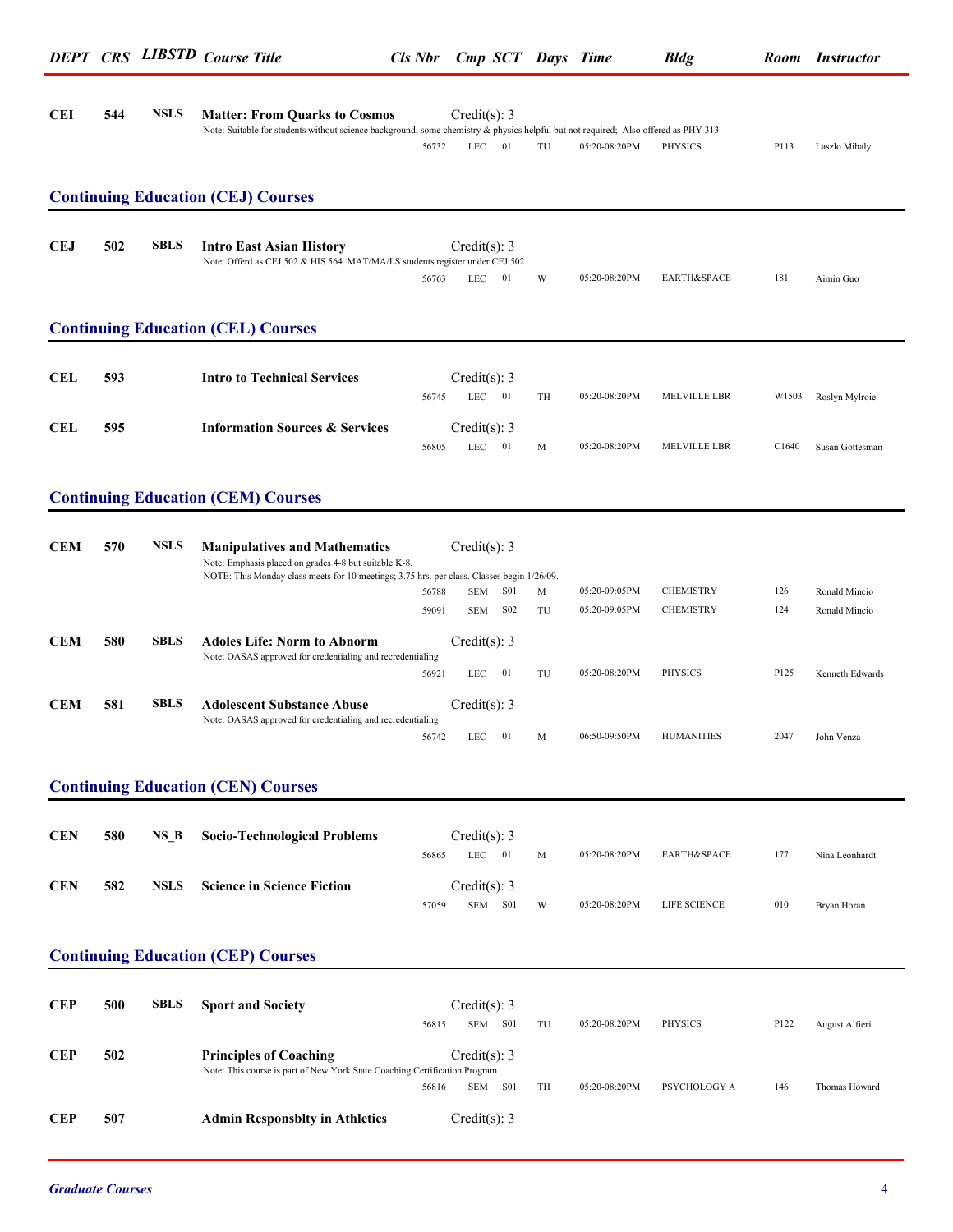| DEPT | CRS | LIBSTD | Course Title | Cls Nbr | Cmp | SCT | Days | Time | Bldg | Room | Instructor |
|---|---|---|---|---|---|---|---|---|---|---|---|
| **CEI** | **544** | **NSLS** | **Matter: From Quarks to Cosmos** | Credit(s): 3 | | | | | | | |
| | | | Note: Suitable for students without science background; some chemistry & physics helpful but not required; Also offered as PHY 313 | | | | | | | | |
| | | | | 56732 | LEC | 01 | TU | 05:20-08:20PM | PHYSICS | P113 | Laszlo Mihaly |

## Continuing Education (CEJ) Courses

| DEPT | CRS | LIBSTD | Course Title | Cls Nbr | Cmp | SCT | Days | Time | Bldg | Room | Instructor |
|---|---|---|---|---|---|---|---|---|---|---|---|
| **CEJ** | **502** | **SBLS** | **Intro East Asian History** | Credit(s): 3 | | | | | | | |
| | | | Note: Offerd as CEJ 502 & HIS 564. MAT/MA/LS students register under CEJ 502 | | | | | | | | |
| | | | | 56763 | LEC | 01 | W | 05:20-08:20PM | EARTH&SPACE | 181 | Aimin Guo |

## Continuing Education (CEL) Courses

| DEPT | CRS | LIBSTD | Course Title | Cls Nbr | Cmp | SCT | Days | Time | Bldg | Room | Instructor |
|---|---|---|---|---|---|---|---|---|---|---|---|
| **CEL** | **593** | | **Intro to Technical Services** | Credit(s): 3 | | | | | | | |
| | | | | 56745 | LEC | 01 | TH | 05:20-08:20PM | MELVILLE LBR | W1503 | Roslyn Mylroie |
| **CEL** | **595** | | **Information Sources & Services** | Credit(s): 3 | | | | | | | |
| | | | | 56805 | LEC | 01 | M | 05:20-08:20PM | MELVILLE LBR | C1640 | Susan Gottesman |

## Continuing Education (CEM) Courses

| DEPT | CRS | LIBSTD | Course Title | Cls Nbr | Cmp | SCT | Days | Time | Bldg | Room | Instructor |
|---|---|---|---|---|---|---|---|---|---|---|---|
| **CEM** | **570** | **NSLS** | **Manipulatives and Mathematics** | Credit(s): 3 | | | | | | | |
| | | | Note: Emphasis placed on grades 4-8 but suitable K-8. NOTE: This Monday class meets for 10 meetings; 3.75 hrs. per class. Classes begin 1/26/09. | | | | | | | | |
| | | | | 56788 | SEM | S01 | M | 05:20-09:05PM | CHEMISTRY | 126 | Ronald Mincio |
| | | | | 59091 | SEM | S02 | TU | 05:20-09:05PM | CHEMISTRY | 124 | Ronald Mincio |
| **CEM** | **580** | **SBLS** | **Adoles Life: Norm to Abnorm** | Credit(s): 3 | | | | | | | |
| | | | Note: OASAS approved for credentialing and recredentialing | | | | | | | | |
| | | | | 56921 | LEC | 01 | TU | 05:20-08:20PM | PHYSICS | P125 | Kenneth Edwards |
| **CEM** | **581** | **SBLS** | **Adolescent Substance Abuse** | Credit(s): 3 | | | | | | | |
| | | | Note: OASAS approved for credentialing and recredentialing | | | | | | | | |
| | | | | 56742 | LEC | 01 | M | 06:50-09:50PM | HUMANITIES | 2047 | John Venza |

## Continuing Education (CEN) Courses

| DEPT | CRS | LIBSTD | Course Title | Cls Nbr | Cmp | SCT | Days | Time | Bldg | Room | Instructor |
|---|---|---|---|---|---|---|---|---|---|---|---|
| **CEN** | **580** | **NS_B** | **Socio-Technological Problems** | Credit(s): 3 | | | | | | | |
| | | | | 56865 | LEC | 01 | M | 05:20-08:20PM | EARTH&SPACE | 177 | Nina Leonhardt |
| **CEN** | **582** | **NSLS** | **Science in Science Fiction** | Credit(s): 3 | | | | | | | |
| | | | | 57059 | SEM | S01 | W | 05:20-08:20PM | LIFE SCIENCE | 010 | Bryan Horan |

## Continuing Education (CEP) Courses

| DEPT | CRS | LIBSTD | Course Title | Cls Nbr | Cmp | SCT | Days | Time | Bldg | Room | Instructor |
|---|---|---|---|---|---|---|---|---|---|---|---|
| **CEP** | **500** | **SBLS** | **Sport and Society** | Credit(s): 3 | | | | | | | |
| | | | | 56815 | SEM | S01 | TU | 05:20-08:20PM | PHYSICS | P122 | August Alfieri |
| **CEP** | **502** | | **Principles of Coaching** | Credit(s): 3 | | | | | | | |
| | | | Note: This course is part of New York State Coaching Certification Program | | | | | | | | |
| | | | | 56816 | SEM | S01 | TH | 05:20-08:20PM | PSYCHOLOGY A | 146 | Thomas Howard |
| **CEP** | **507** | | **Admin Responsblty in Athletics** | Credit(s): 3 | | | | | | | |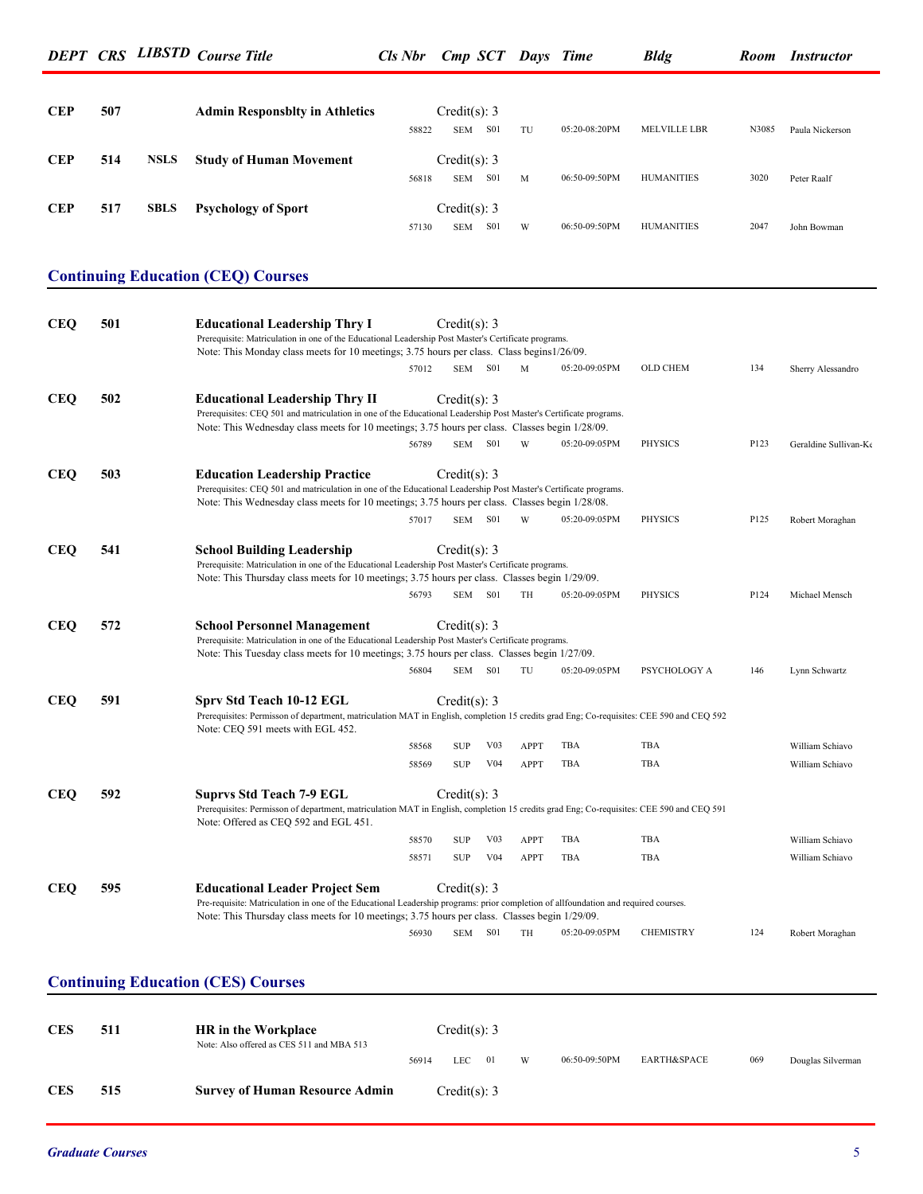| DEPT | CRS | LIBSTD | Course Title | Cls Nbr | Cmp | SCT | Days | Time | Bldg | Room | Instructor |
|---|---|---|---|---|---|---|---|---|---|---|---|
| **CEP** | **507** | | **Admin Responsblty in Athletics** Credit(s): 3 | | | | | | | | |
| | | | | 58822 | SEM | S01 | TU | 05:20-08:20PM | MELVILLE LBR | N3085 | Paula Nickerson |
| **CEP** | **514** | **NSLS** | **Study of Human Movement** Credit(s): 3 | | | | | | | | |
| | | | | 56818 | SEM | S01 | M | 06:50-09:50PM | HUMANITIES | 3020 | Peter Raalf |
| **CEP** | **517** | **SBLS** | **Psychology of Sport** Credit(s): 3 | | | | | | | | |
| | | | | 57130 | SEM | S01 | W | 06:50-09:50PM | HUMANITIES | 2047 | John Bowman |

## Continuing Education (CEQ) Courses

| DEPT | CRS | LIBSTD | Course Title | Cls Nbr | Cmp | SCT | Days | Time | Bldg | Room | Instructor |
|---|---|---|---|---|---|---|---|---|---|---|---|
| **CEQ** | **501** | | **Educational Leadership Thry I** Credit(s): 3<br>Prerequisite: Matriculation in one of the Educational Leadership Post Master's Certificate programs.<br>Note: This Monday class meets for 10 meetings; 3.75 hours per class. Class begins1/26/09. | | | | | | | | |
| | | | | 57012 | SEM | S01 | M | 05:20-09:05PM | OLD CHEM | 134 | Sherry Alessandro |
| **CEQ** | **502** | | **Educational Leadership Thry II** Credit(s): 3<br>Prerequisites: CEQ 501 and matriculation in one of the Educational Leadership Post Master's Certificate programs.<br>Note: This Wednesday class meets for 10 meetings; 3.75 hours per class. Classes begin 1/28/09. | | | | | | | | |
| | | | | 56789 | SEM | S01 | W | 05:20-09:05PM | PHYSICS | P123 | Geraldine Sullivan-Ke |
| **CEQ** | **503** | | **Education Leadership Practice** Credit(s): 3<br>Prerequisites: CEQ 501 and matriculation in one of the Educational Leadership Post Master's Certificate programs.<br>Note: This Wednesday class meets for 10 meetings; 3.75 hours per class. Classes begin 1/28/08. | | | | | | | | |
| | | | | 57017 | SEM | S01 | W | 05:20-09:05PM | PHYSICS | P125 | Robert Moraghan |
| **CEQ** | **541** | | **School Building Leadership** Credit(s): 3<br>Prerequisite: Matriculation in one of the Educational Leadership Post Master's Certificate programs.<br>Note: This Thursday class meets for 10 meetings; 3.75 hours per class. Classes begin 1/29/09. | | | | | | | | |
| | | | | 56793 | SEM | S01 | TH | 05:20-09:05PM | PHYSICS | P124 | Michael Mensch |
| **CEQ** | **572** | | **School Personnel Management** Credit(s): 3<br>Prerequisite: Matriculation in one of the Educational Leadership Post Master's Certificate programs.<br>Note: This Tuesday class meets for 10 meetings; 3.75 hours per class. Classes begin 1/27/09. | | | | | | | | |
| | | | | 56804 | SEM | S01 | TU | 05:20-09:05PM | PSYCHOLOGY A | 146 | Lynn Schwartz |
| **CEQ** | **591** | | **Sprv Std Teach 10-12 EGL** Credit(s): 3<br>Prerequisites: Permisson of department, matriculation MAT in English, completion 15 credits grad Eng; Co-requisites: CEE 590 and CEQ 592<br>Note: CEQ 591 meets with EGL 452. | | | | | | | | |
| | | | | 58568 | SUP | V03 | APPT | TBA | TBA | | William Schiavo |
| | | | | 58569 | SUP | V04 | APPT | TBA | TBA | | William Schiavo |
| **CEQ** | **592** | | **Suprvs Std Teach 7-9 EGL** Credit(s): 3<br>Prerequisites: Permisson of department, matriculation MAT in English, completion 15 credits grad Eng; Co-requisites: CEE 590 and CEQ 591<br>Note: Offered as CEQ 592 and EGL 451. | | | | | | | | |
| | | | | 58570 | SUP | V03 | APPT | TBA | TBA | | William Schiavo |
| | | | | 58571 | SUP | V04 | APPT | TBA | TBA | | William Schiavo |
| **CEQ** | **595** | | **Educational Leader Project Sem** Credit(s): 3<br>Pre-requisite: Matriculation in one of the Educational Leadership programs: prior completion of allfoundation and required courses.<br>Note: This Thursday class meets for 10 meetings; 3.75 hours per class. Classes begin 1/29/09. | | | | | | | | |
| | | | | 56930 | SEM | S01 | TH | 05:20-09:05PM | CHEMISTRY | 124 | Robert Moraghan |

## Continuing Education (CES) Courses

| DEPT | CRS | LIBSTD | Course Title | Cls Nbr | Cmp | SCT | Days | Time | Bldg | Room | Instructor |
|---|---|---|---|---|---|---|---|---|---|---|---|
| **CES** | **511** | | **HR in the Workplace** Credit(s): 3<br>Note: Also offered as CES 511 and MBA 513 | | | | | | | | |
| | | | | 56914 | LEC | 01 | W | 06:50-09:50PM | EARTH&SPACE | 069 | Douglas Silverman |
| **CES** | **515** | | **Survey of Human Resource Admin** Credit(s): 3 | | | | | | | | |

*Graduate Courses*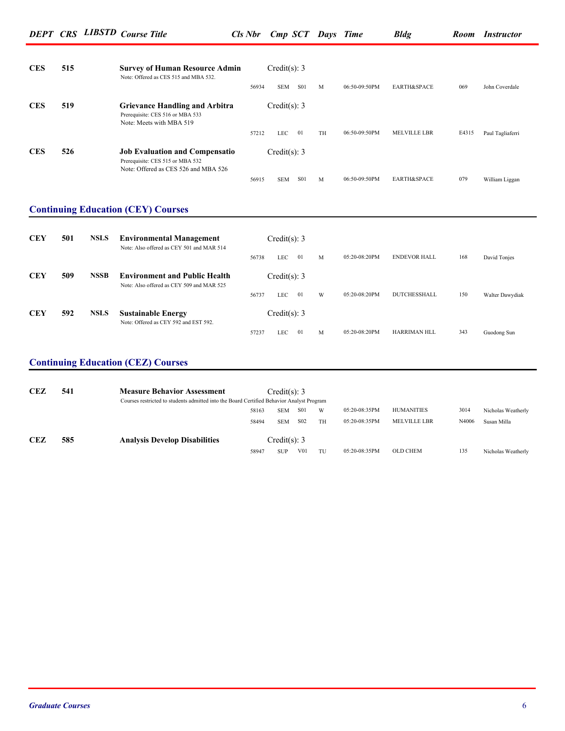| DEPT | CRS | LIBSTD | Course Title | Cls Nbr | Cmp | SCT | Days | Time | Bldg | Room | Instructor |
|---|---|---|---|---|---|---|---|---|---|---|---|
| **CES** | **515** | | **Survey of Human Resource Admin** Note: Offered as CES 515 and MBA 532. | | Credit(s): 3 | | | | | | |
| | | | | 56934 | SEM | S01 | M | 06:50-09:50PM | EARTH&SPACE | 069 | John Coverdale |
| **CES** | **519** | | **Grievance Handling and Arbitra** Prerequisite: CES 516 or MBA 533 Note: Meets with MBA 519 | | Credit(s): 3 | | | | | | |
| | | | | 57212 | LEC | 01 | TH | 06:50-09:50PM | MELVILLE LBR | E4315 | Paul Tagliaferri |
| **CES** | **526** | | **Job Evaluation and Compensatio** Prerequisite: CES 515 or MBA 532 Note: Offered as CES 526 and MBA 526 | | Credit(s): 3 | | | | | | |
| | | | | 56915 | SEM | S01 | M | 06:50-09:50PM | EARTH&SPACE | 079 | William Liggan |

## Continuing Education (CEY) Courses

| DEPT | CRS | LIBSTD | Course Title | Cls Nbr | Cmp | SCT | Days | Time | Bldg | Room | Instructor |
|---|---|---|---|---|---|---|---|---|---|---|---|
| **CEY** | **501** | **NSLS** | **Environmental Management** Note: Also offered as CEY 501 and MAR 514 | | Credit(s): 3 | | | | | | |
| | | | | 56738 | LEC | 01 | M | 05:20-08:20PM | ENDEVOR HALL | 168 | David Tonjes |
| **CEY** | **509** | **NSSB** | **Environment and Public Health** Note: Also offered as CEY 509 and MAR 525 | | Credit(s): 3 | | | | | | |
| | | | | 56737 | LEC | 01 | W | 05:20-08:20PM | DUTCHESSHALL | 150 | Walter Dawydiak |
| **CEY** | **592** | **NSLS** | **Sustainable Energy** Note: Offered as CEY 592 and EST 592. | | Credit(s): 3 | | | | | | |
| | | | | 57237 | LEC | 01 | M | 05:20-08:20PM | HARRIMAN HLL | 343 | Guodong Sun |

## Continuing Education (CEZ) Courses

| DEPT | CRS | LIBSTD | Course Title | Cls Nbr | Cmp | SCT | Days | Time | Bldg | Room | Instructor |
|---|---|---|---|---|---|---|---|---|---|---|---|
| **CEZ** | **541** | | **Measure Behavior Assessment** Courses restricted to students admitted into the Board Certified Behavior Analyst Program | | Credit(s): 3 | | | | | | |
| | | | | 58163 | SEM | S01 | W | 05:20-08:35PM | HUMANITIES | 3014 | Nicholas Weatherly |
| | | | | 58494 | SEM | S02 | TH | 05:20-08:35PM | MELVILLE LBR | N4006 | Susan Milla |
| **CEZ** | **585** | | **Analysis Develop Disabilities** | | Credit(s): 3 | | | | | | |
| | | | | 58947 | SUP | V01 | TU | 05:20-08:35PM | OLD CHEM | 135 | Nicholas Weatherly |